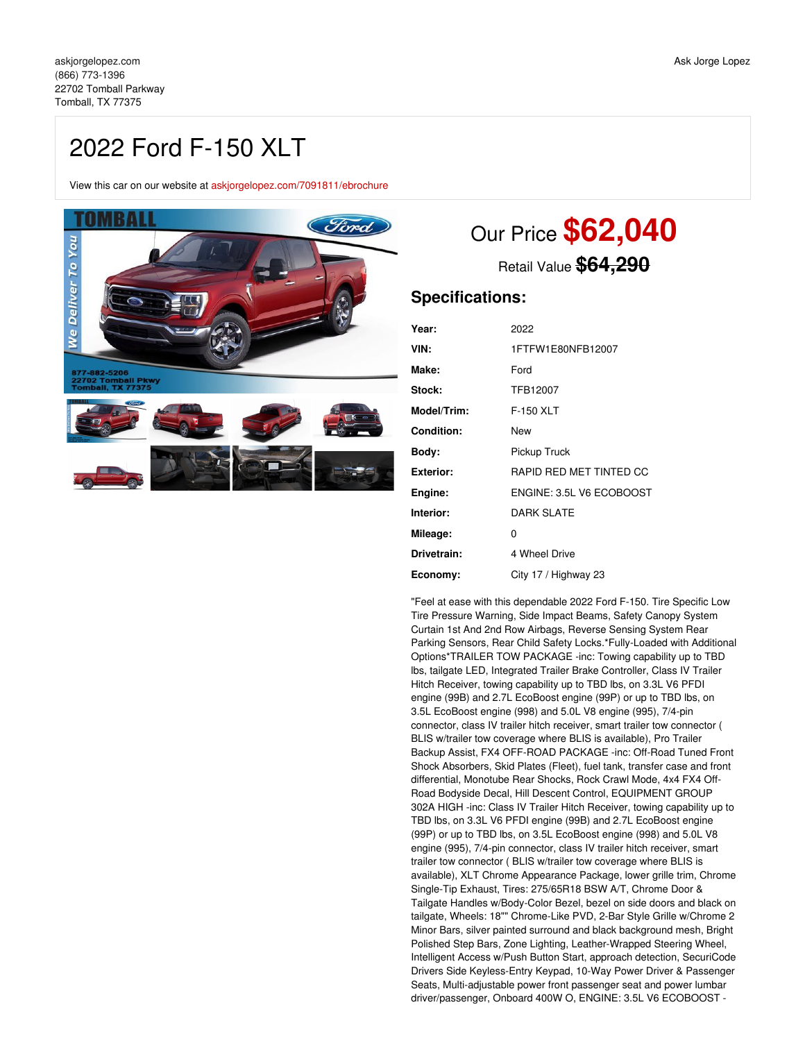askjorgelopez.com
(866) 773-1396
22702 Tomball Parkway
Tomball, TX 77375

Ask Jorge Lopez

# 2022 Ford F-150 XLT

View this car on our website at askjorgelopez.com/7091811/ebrochure

Our Price **$62,040**

Retail Value ~~$64,290~~

## Specifications:

| | |
|---|---|
| **Year:** | 2022 |
| **VIN:** | 1FTFW1E80NFB12007 |
| **Make:** | Ford |
| **Stock:** | TFB12007 |
| **Model/Trim:** | F-150 XLT |
| **Condition:** | New |
| **Body:** | Pickup Truck |
| **Exterior:** | RAPID RED MET TINTED CC |
| **Engine:** | ENGINE: 3.5L V6 ECOBOOST |
| **Interior:** | DARK SLATE |
| **Mileage:** | 0 |
| **Drivetrain:** | 4 Wheel Drive |
| **Economy:** | City 17 / Highway 23 |

"Feel at ease with this dependable 2022 Ford F-150. Tire Specific Low Tire Pressure Warning, Side Impact Beams, Safety Canopy System Curtain 1st And 2nd Row Airbags, Reverse Sensing System Rear Parking Sensors, Rear Child Safety Locks.*Fully-Loaded with Additional Options*TRAILER TOW PACKAGE -inc: Towing capability up to TBD lbs, tailgate LED, Integrated Trailer Brake Controller, Class IV Trailer Hitch Receiver, towing capability up to TBD lbs, on 3.3L V6 PFDI engine (99B) and 2.7L EcoBoost engine (99P) or up to TBD lbs, on 3.5L EcoBoost engine (998) and 5.0L V8 engine (995), 7/4-pin connector, class IV trailer hitch receiver, smart trailer tow connector ( BLIS w/trailer tow coverage where BLIS is available), Pro Trailer Backup Assist, FX4 OFF-ROAD PACKAGE -inc: Off-Road Tuned Front Shock Absorbers, Skid Plates (Fleet), fuel tank, transfer case and front differential, Monotube Rear Shocks, Rock Crawl Mode, 4x4 FX4 Off-Road Bodyside Decal, Hill Descent Control, EQUIPMENT GROUP 302A HIGH -inc: Class IV Trailer Hitch Receiver, towing capability up to TBD lbs, on 3.3L V6 PFDI engine (99B) and 2.7L EcoBoost engine (99P) or up to TBD lbs, on 3.5L EcoBoost engine (998) and 5.0L V8 engine (995), 7/4-pin connector, class IV trailer hitch receiver, smart trailer tow connector ( BLIS w/trailer tow coverage where BLIS is available), XLT Chrome Appearance Package, lower grille trim, Chrome Single-Tip Exhaust, Tires: 275/65R18 BSW A/T, Chrome Door & Tailgate Handles w/Body-Color Bezel, bezel on side doors and black on tailgate, Wheels: 18"" Chrome-Like PVD, 2-Bar Style Grille w/Chrome 2 Minor Bars, silver painted surround and black background mesh, Bright Polished Step Bars, Zone Lighting, Leather-Wrapped Steering Wheel, Intelligent Access w/Push Button Start, approach detection, SecuriCode Drivers Side Keyless-Entry Keypad, 10-Way Power Driver & Passenger Seats, Multi-adjustable power front passenger seat and power lumbar driver/passenger, Onboard 400W O, ENGINE: 3.5L V6 ECOBOOST -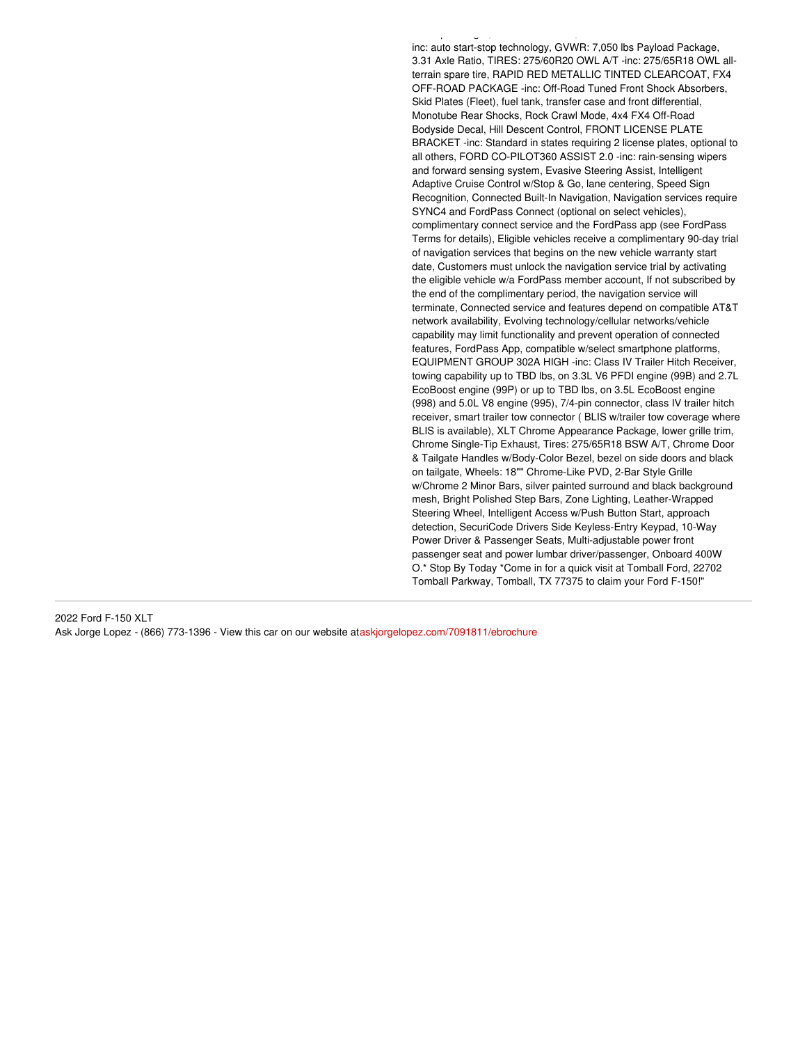inc: auto start-stop technology, GVWR: 7,050 lbs Payload Package, 3.31 Axle Ratio, TIRES: 275/60R20 OWL A/T -inc: 275/65R18 OWL all-terrain spare tire, RAPID RED METALLIC TINTED CLEARCOAT, FX4 OFF-ROAD PACKAGE -inc: Off-Road Tuned Front Shock Absorbers, Skid Plates (Fleet), fuel tank, transfer case and front differential, Monotube Rear Shocks, Rock Crawl Mode, 4x4 FX4 Off-Road Bodyside Decal, Hill Descent Control, FRONT LICENSE PLATE BRACKET -inc: Standard in states requiring 2 license plates, optional to all others, FORD CO-PILOT360 ASSIST 2.0 -inc: rain-sensing wipers and forward sensing system, Evasive Steering Assist, Intelligent Adaptive Cruise Control w/Stop & Go, lane centering, Speed Sign Recognition, Connected Built-In Navigation, Navigation services require SYNC4 and FordPass Connect (optional on select vehicles), complimentary connect service and the FordPass app (see FordPass Terms for details), Eligible vehicles receive a complimentary 90-day trial of navigation services that begins on the new vehicle warranty start date, Customers must unlock the navigation service trial by activating the eligible vehicle w/a FordPass member account, If not subscribed by the end of the complimentary period, the navigation service will terminate, Connected service and features depend on compatible AT&T network availability, Evolving technology/cellular networks/vehicle capability may limit functionality and prevent operation of connected features, FordPass App, compatible w/select smartphone platforms, EQUIPMENT GROUP 302A HIGH -inc: Class IV Trailer Hitch Receiver, towing capability up to TBD lbs, on 3.3L V6 PFDI engine (99B) and 2.7L EcoBoost engine (99P) or up to TBD lbs, on 3.5L EcoBoost engine (998) and 5.0L V8 engine (995), 7/4-pin connector, class IV trailer hitch receiver, smart trailer tow connector ( BLIS w/trailer tow coverage where BLIS is available), XLT Chrome Appearance Package, lower grille trim, Chrome Single-Tip Exhaust, Tires: 275/65R18 BSW A/T, Chrome Door & Tailgate Handles w/Body-Color Bezel, bezel on side doors and black on tailgate, Wheels: 18"" Chrome-Like PVD, 2-Bar Style Grille w/Chrome 2 Minor Bars, silver painted surround and black background mesh, Bright Polished Step Bars, Zone Lighting, Leather-Wrapped Steering Wheel, Intelligent Access w/Push Button Start, approach detection, SecuriCode Drivers Side Keyless-Entry Keypad, 10-Way Power Driver & Passenger Seats, Multi-adjustable power front passenger seat and power lumbar driver/passenger, Onboard 400W O.* Stop By Today *Come in for a quick visit at Tomball Ford, 22702 Tomball Parkway, Tomball, TX 77375 to claim your Ford F-150!"

---

2022 Ford F-150 XLT
Ask Jorge Lopez - (866) 773-1396 - View this car on our website atQaskjorgelopez.com/7091811/ebrochure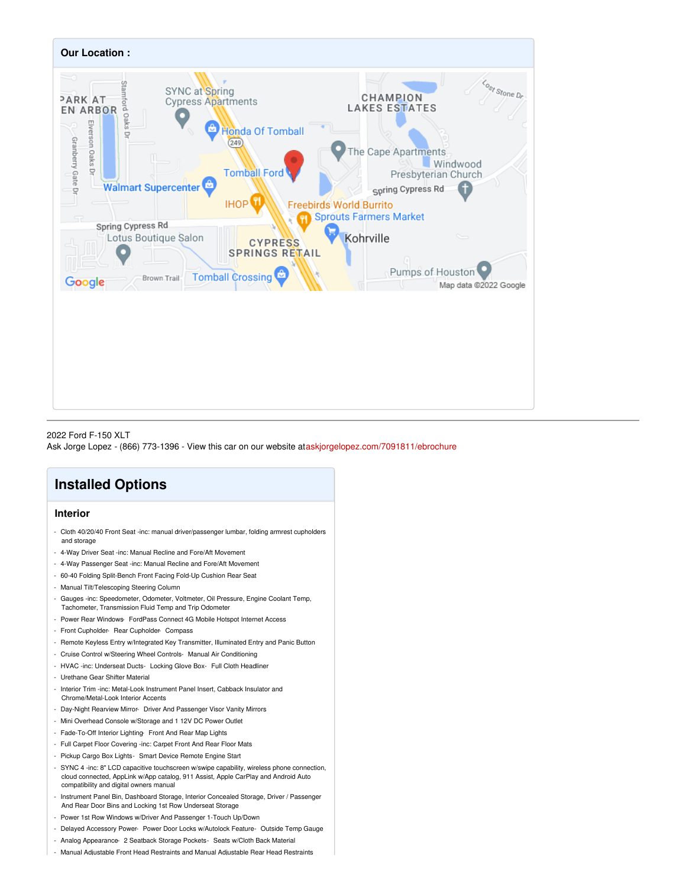## Our Location :

2022 Ford F-150 XLT
Ask Jorge Lopez - (866) 773-1396 - View this car on our website at askjorgelopez.com/7091811/ebrochure

# Installed Options

### Interior

- Cloth 40/20/40 Front Seat -inc: manual driver/passenger lumbar, folding armrest cupholders and storage
- 4-Way Driver Seat -inc: Manual Recline and Fore/Aft Movement
- 4-Way Passenger Seat -inc: Manual Recline and Fore/Aft Movement
- 60-40 Folding Split-Bench Front Facing Fold-Up Cushion Rear Seat
- Manual Tilt/Telescoping Steering Column
- Gauges -inc: Speedometer, Odometer, Voltmeter, Oil Pressure, Engine Coolant Temp, Tachometer, Transmission Fluid Temp and Trip Odometer
- Power Rear Windows- FordPass Connect 4G Mobile Hotspot Internet Access
- Front Cupholder- Rear Cupholder- Compass
- Remote Keyless Entry w/Integrated Key Transmitter, Illuminated Entry and Panic Button
- Cruise Control w/Steering Wheel Controls- Manual Air Conditioning
- HVAC -inc: Underseat Ducts- Locking Glove Box- Full Cloth Headliner
- Urethane Gear Shifter Material
- Interior Trim -inc: Metal-Look Instrument Panel Insert, Cabback Insulator and Chrome/Metal-Look Interior Accents
- Day-Night Rearview Mirror- Driver And Passenger Visor Vanity Mirrors
- Mini Overhead Console w/Storage and 1 12V DC Power Outlet
- Fade-To-Off Interior Lighting- Front And Rear Map Lights
- Full Carpet Floor Covering -inc: Carpet Front And Rear Floor Mats
- Pickup Cargo Box Lights- Smart Device Remote Engine Start
- SYNC 4 -inc: 8" LCD capacitive touchscreen w/swipe capability, wireless phone connection, cloud connected, AppLink w/App catalog, 911 Assist, Apple CarPlay and Android Auto compatibility and digital owners manual
- Instrument Panel Bin, Dashboard Storage, Interior Concealed Storage, Driver / Passenger And Rear Door Bins and Locking 1st Row Underseat Storage
- Power 1st Row Windows w/Driver And Passenger 1-Touch Up/Down
- Delayed Accessory Power- Power Door Locks w/Autolock Feature- Outside Temp Gauge
- Analog Appearance- 2 Seatback Storage Pockets- Seats w/Cloth Back Material
- Manual Adjustable Front Head Restraints and Manual Adjustable Rear Head Restraints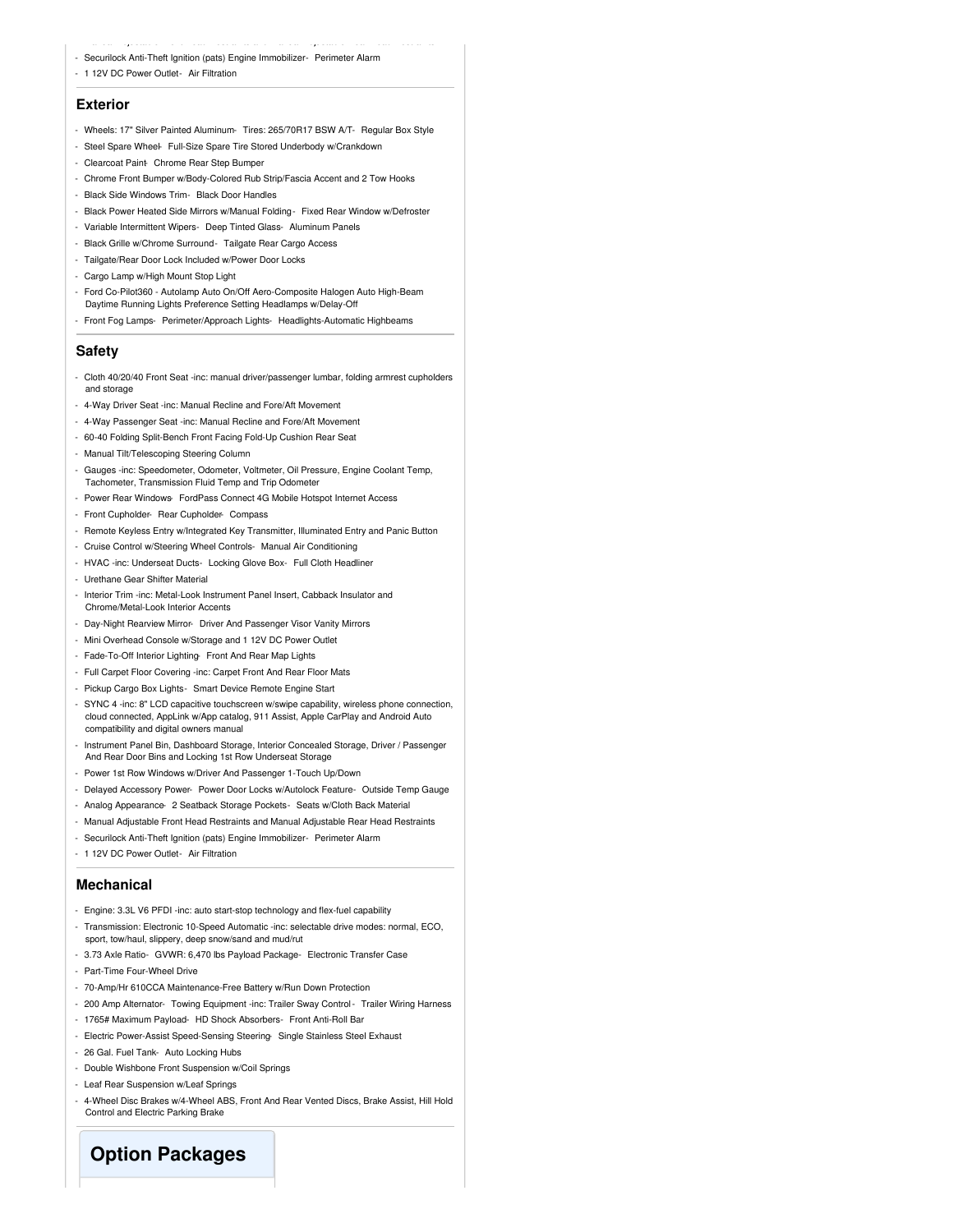- Securilock Anti-Theft Ignition (pats) Engine Immobilizer- Perimeter Alarm
- 1 12V DC Power Outlet- Air Filtration

## Exterior

- Wheels: 17" Silver Painted Aluminum- Tires: 265/70R17 BSW A/T- Regular Box Style
- Steel Spare Wheel- Full-Size Spare Tire Stored Underbody w/Crankdown
- Clearcoat Paint- Chrome Rear Step Bumper
- Chrome Front Bumper w/Body-Colored Rub Strip/Fascia Accent and 2 Tow Hooks
- Black Side Windows Trim- Black Door Handles
- Black Power Heated Side Mirrors w/Manual Folding- Fixed Rear Window w/Defroster
- Variable Intermittent Wipers- Deep Tinted Glass- Aluminum Panels
- Black Grille w/Chrome Surround- Tailgate Rear Cargo Access
- Tailgate/Rear Door Lock Included w/Power Door Locks
- Cargo Lamp w/High Mount Stop Light
- Ford Co-Pilot360 - Autolamp Auto On/Off Aero-Composite Halogen Auto High-Beam Daytime Running Lights Preference Setting Headlamps w/Delay-Off
- Front Fog Lamps- Perimeter/Approach Lights- Headlights-Automatic Highbeams

## Safety

- Cloth 40/20/40 Front Seat -inc: manual driver/passenger lumbar, folding armrest cupholders and storage
- 4-Way Driver Seat -inc: Manual Recline and Fore/Aft Movement
- 4-Way Passenger Seat -inc: Manual Recline and Fore/Aft Movement
- 60-40 Folding Split-Bench Front Facing Fold-Up Cushion Rear Seat
- Manual Tilt/Telescoping Steering Column
- Gauges -inc: Speedometer, Odometer, Voltmeter, Oil Pressure, Engine Coolant Temp, Tachometer, Transmission Fluid Temp and Trip Odometer
- Power Rear Windows- FordPass Connect 4G Mobile Hotspot Internet Access
- Front Cupholder- Rear Cupholder- Compass
- Remote Keyless Entry w/Integrated Key Transmitter, Illuminated Entry and Panic Button
- Cruise Control w/Steering Wheel Controls- Manual Air Conditioning
- HVAC -inc: Underseat Ducts- Locking Glove Box- Full Cloth Headliner
- Urethane Gear Shifter Material
- Interior Trim -inc: Metal-Look Instrument Panel Insert, Cabback Insulator and Chrome/Metal-Look Interior Accents
- Day-Night Rearview Mirror- Driver And Passenger Visor Vanity Mirrors
- Mini Overhead Console w/Storage and 1 12V DC Power Outlet
- Fade-To-Off Interior Lighting- Front And Rear Map Lights
- Full Carpet Floor Covering -inc: Carpet Front And Rear Floor Mats
- Pickup Cargo Box Lights- Smart Device Remote Engine Start
- SYNC 4 -inc: 8" LCD capacitive touchscreen w/swipe capability, wireless phone connection, cloud connected, AppLink w/App catalog, 911 Assist, Apple CarPlay and Android Auto compatibility and digital owners manual
- Instrument Panel Bin, Dashboard Storage, Interior Concealed Storage, Driver / Passenger And Rear Door Bins and Locking 1st Row Underseat Storage
- Power 1st Row Windows w/Driver And Passenger 1-Touch Up/Down
- Delayed Accessory Power- Power Door Locks w/Autolock Feature- Outside Temp Gauge
- Analog Appearance- 2 Seatback Storage Pockets- Seats w/Cloth Back Material
- Manual Adjustable Front Head Restraints and Manual Adjustable Rear Head Restraints
- Securilock Anti-Theft Ignition (pats) Engine Immobilizer- Perimeter Alarm
- 1 12V DC Power Outlet- Air Filtration

## Mechanical

- Engine: 3.3L V6 PFDI -inc: auto start-stop technology and flex-fuel capability
- Transmission: Electronic 10-Speed Automatic -inc: selectable drive modes: normal, ECO, sport, tow/haul, slippery, deep snow/sand and mud/rut
- 3.73 Axle Ratio- GVWR: 6,470 lbs Payload Package- Electronic Transfer Case
- Part-Time Four-Wheel Drive
- 70-Amp/Hr 610CCA Maintenance-Free Battery w/Run Down Protection
- 200 Amp Alternator- Towing Equipment -inc: Trailer Sway Control- Trailer Wiring Harness
- 1765# Maximum Payload- HD Shock Absorbers- Front Anti-Roll Bar
- Electric Power-Assist Speed-Sensing Steering- Single Stainless Steel Exhaust
- 26 Gal. Fuel Tank- Auto Locking Hubs
- Double Wishbone Front Suspension w/Coil Springs
- Leaf Rear Suspension w/Leaf Springs
- 4-Wheel Disc Brakes w/4-Wheel ABS, Front And Rear Vented Discs, Brake Assist, Hill Hold Control and Electric Parking Brake

# Option Packages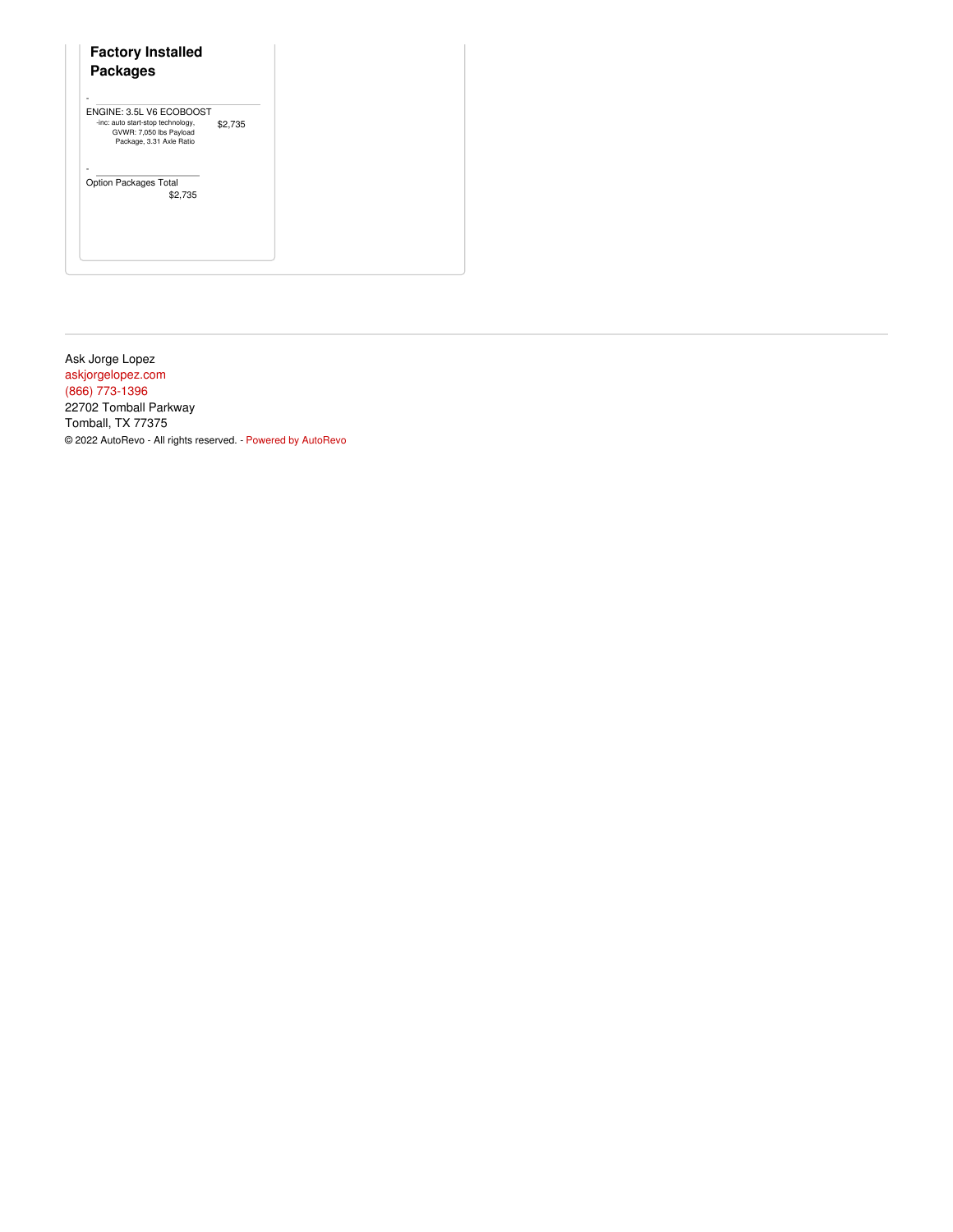## Factory Installed Packages

-

ENGINE: 3.5L V6 ECOBOOST
-inc: auto start-stop technology, GVWR: 7,050 lbs Payload Package, 3.31 Axle Ratio — $2,735

-

Option Packages Total — $2,735

Ask Jorge Lopez
askjorgelopez.com
(866) 773-1396
22702 Tomball Parkway
Tomball, TX 77375
© 2022 AutoRevo - All rights reserved. - Powered by AutoRevo